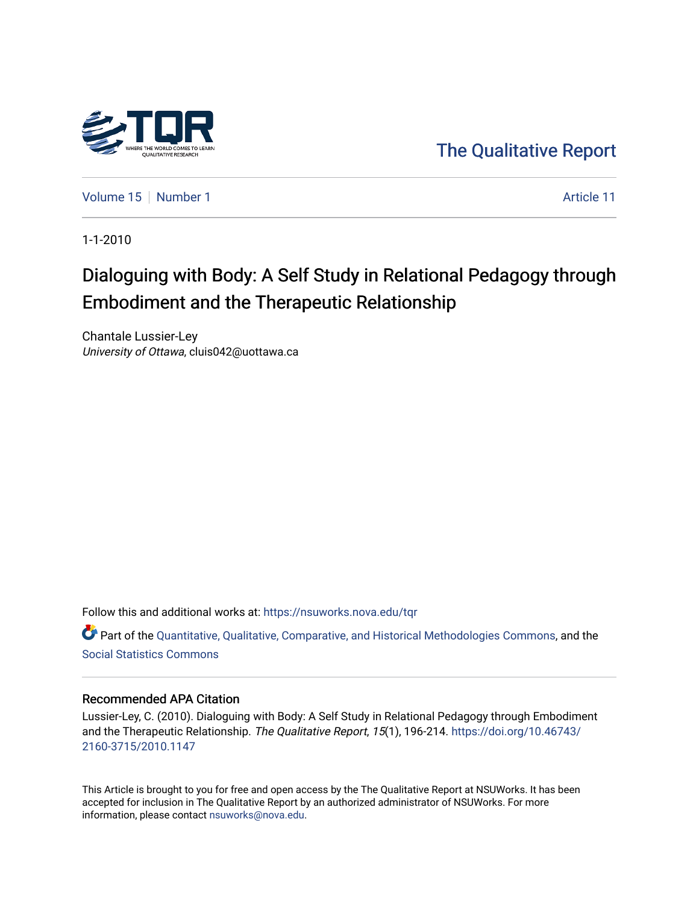The Qualitative Report

Volume 15 | Number 1 | Article 11

1-1-2010

# Dialoguing with Body: A Self Study in Relational Pedagogy through Embodiment and the Therapeutic Relationship

Chantale Lussier-Ley
*University of Ottawa*, cluis042@uottawa.ca

Follow this and additional works at: https://nsuworks.nova.edu/tqr

Part of the Quantitative, Qualitative, Comparative, and Historical Methodologies Commons, and the Social Statistics Commons

## Recommended APA Citation

Lussier-Ley, C. (2010). Dialoguing with Body: A Self Study in Relational Pedagogy through Embodiment and the Therapeutic Relationship. *The Qualitative Report*, *15*(1), 196-214. https://doi.org/10.46743/2160-3715/2010.1147

This Article is brought to you for free and open access by the The Qualitative Report at NSUWorks. It has been accepted for inclusion in The Qualitative Report by an authorized administrator of NSUWorks. For more information, please contact nsuworks@nova.edu.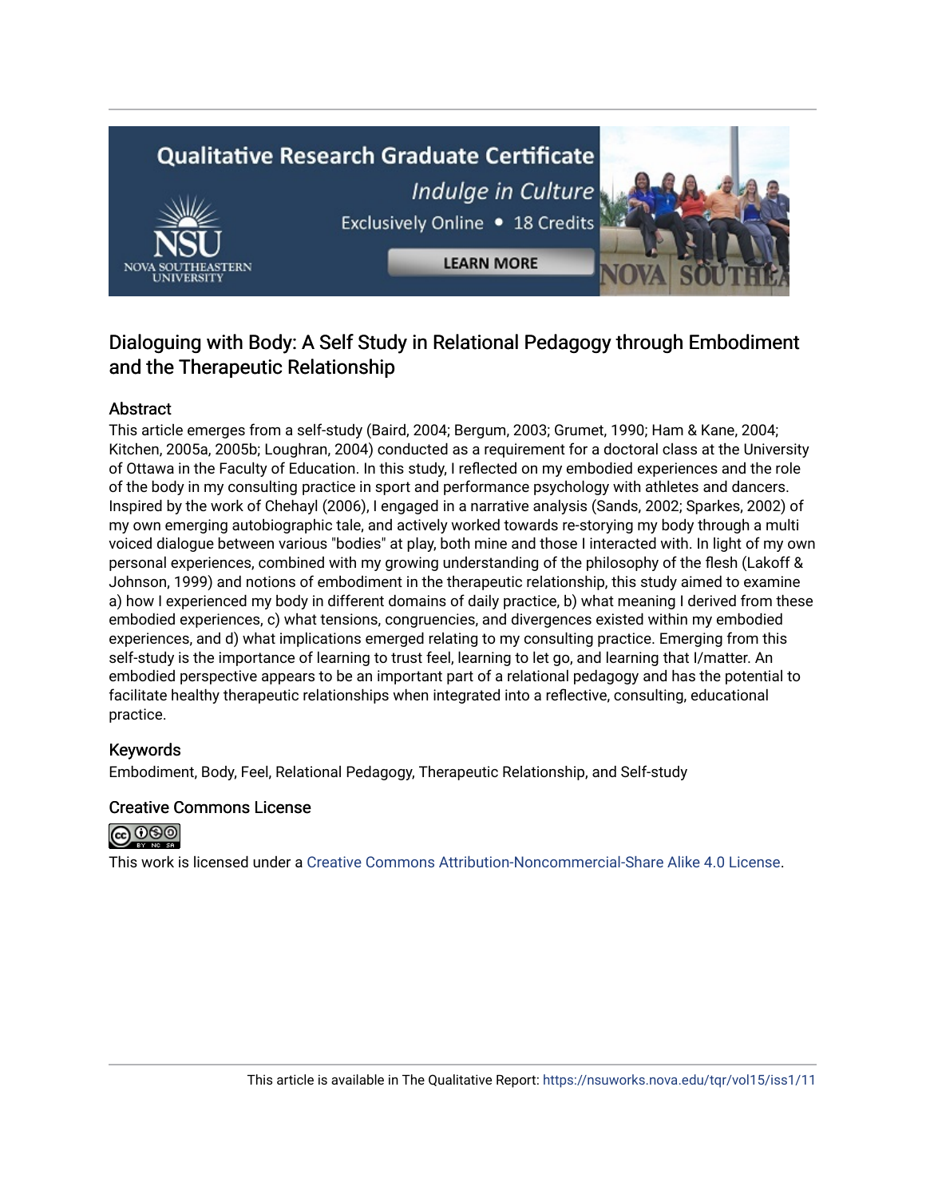# Dialoguing with Body: A Self Study in Relational Pedagogy through Embodiment and the Therapeutic Relationship

## Abstract

This article emerges from a self-study (Baird, 2004; Bergum, 2003; Grumet, 1990; Ham & Kane, 2004; Kitchen, 2005a, 2005b; Loughran, 2004) conducted as a requirement for a doctoral class at the University of Ottawa in the Faculty of Education. In this study, I reflected on my embodied experiences and the role of the body in my consulting practice in sport and performance psychology with athletes and dancers. Inspired by the work of Chehayl (2006), I engaged in a narrative analysis (Sands, 2002; Sparkes, 2002) of my own emerging autobiographic tale, and actively worked towards re-storying my body through a multi voiced dialogue between various "bodies" at play, both mine and those I interacted with. In light of my own personal experiences, combined with my growing understanding of the philosophy of the flesh (Lakoff & Johnson, 1999) and notions of embodiment in the therapeutic relationship, this study aimed to examine a) how I experienced my body in different domains of daily practice, b) what meaning I derived from these embodied experiences, c) what tensions, congruencies, and divergences existed within my embodied experiences, and d) what implications emerged relating to my consulting practice. Emerging from this self-study is the importance of learning to trust feel, learning to let go, and learning that I/matter. An embodied perspective appears to be an important part of a relational pedagogy and has the potential to facilitate healthy therapeutic relationships when integrated into a reflective, consulting, educational practice.

## Keywords

Embodiment, Body, Feel, Relational Pedagogy, Therapeutic Relationship, and Self-study

## Creative Commons License

This work is licensed under a Creative Commons Attribution-Noncommercial-Share Alike 4.0 License.

This article is available in The Qualitative Report: https://nsuworks.nova.edu/tqr/vol15/iss1/11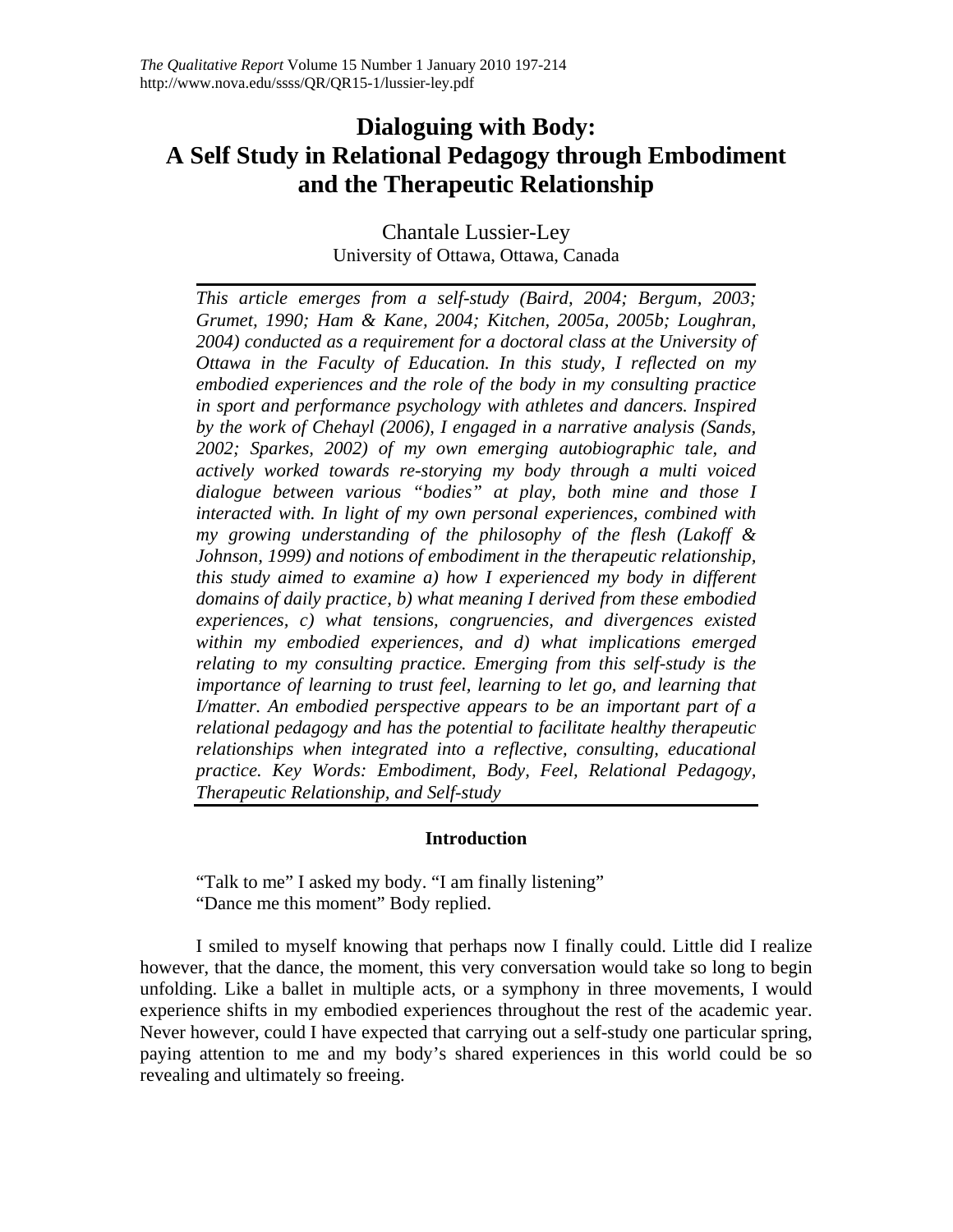# Dialoguing with Body: A Self Study in Relational Pedagogy through Embodiment and the Therapeutic Relationship

Chantale Lussier-Ley
University of Ottawa, Ottawa, Canada

*This article emerges from a self-study (Baird, 2004; Bergum, 2003; Grumet, 1990; Ham & Kane, 2004; Kitchen, 2005a, 2005b; Loughran, 2004) conducted as a requirement for a doctoral class at the University of Ottawa in the Faculty of Education. In this study, I reflected on my embodied experiences and the role of the body in my consulting practice in sport and performance psychology with athletes and dancers. Inspired by the work of Chehayl (2006), I engaged in a narrative analysis (Sands, 2002; Sparkes, 2002) of my own emerging autobiographic tale, and actively worked towards re-storying my body through a multi voiced dialogue between various "bodies" at play, both mine and those I interacted with. In light of my own personal experiences, combined with my growing understanding of the philosophy of the flesh (Lakoff & Johnson, 1999) and notions of embodiment in the therapeutic relationship, this study aimed to examine a) how I experienced my body in different domains of daily practice, b) what meaning I derived from these embodied experiences, c) what tensions, congruencies, and divergences existed within my embodied experiences, and d) what implications emerged relating to my consulting practice. Emerging from this self-study is the importance of learning to trust feel, learning to let go, and learning that I/matter. An embodied perspective appears to be an important part of a relational pedagogy and has the potential to facilitate healthy therapeutic relationships when integrated into a reflective, consulting, educational practice. Key Words: Embodiment, Body, Feel, Relational Pedagogy, Therapeutic Relationship, and Self-study*

## Introduction

"Talk to me" I asked my body. "I am finally listening"
"Dance me this moment" Body replied.

I smiled to myself knowing that perhaps now I finally could. Little did I realize however, that the dance, the moment, this very conversation would take so long to begin unfolding. Like a ballet in multiple acts, or a symphony in three movements, I would experience shifts in my embodied experiences throughout the rest of the academic year. Never however, could I have expected that carrying out a self-study one particular spring, paying attention to me and my body's shared experiences in this world could be so revealing and ultimately so freeing.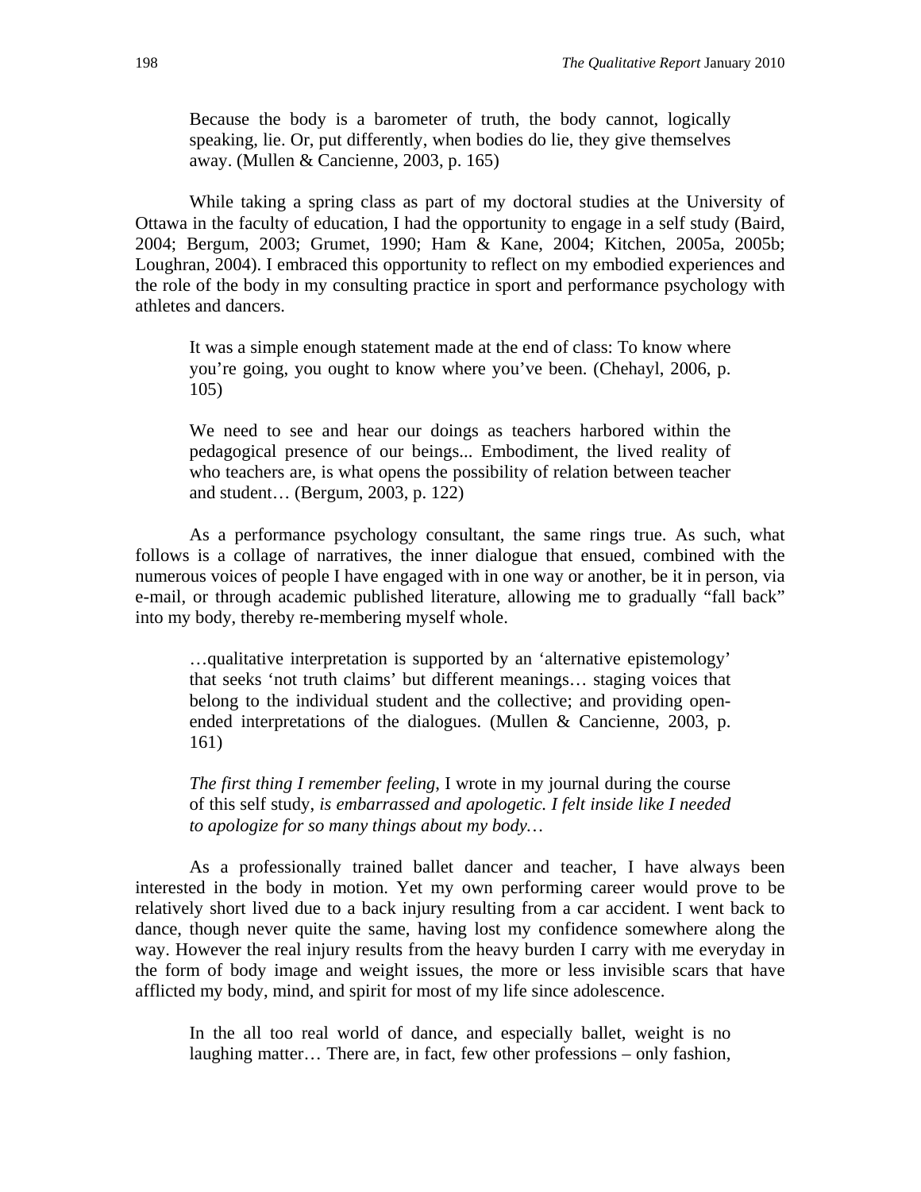> Because the body is a barometer of truth, the body cannot, logically speaking, lie. Or, put differently, when bodies do lie, they give themselves away. (Mullen & Cancienne, 2003, p. 165)

While taking a spring class as part of my doctoral studies at the University of Ottawa in the faculty of education, I had the opportunity to engage in a self study (Baird, 2004; Bergum, 2003; Grumet, 1990; Ham & Kane, 2004; Kitchen, 2005a, 2005b; Loughran, 2004). I embraced this opportunity to reflect on my embodied experiences and the role of the body in my consulting practice in sport and performance psychology with athletes and dancers.

> It was a simple enough statement made at the end of class: To know where you're going, you ought to know where you've been. (Chehayl, 2006, p. 105)

> We need to see and hear our doings as teachers harbored within the pedagogical presence of our beings... Embodiment, the lived reality of who teachers are, is what opens the possibility of relation between teacher and student… (Bergum, 2003, p. 122)

As a performance psychology consultant, the same rings true. As such, what follows is a collage of narratives, the inner dialogue that ensued, combined with the numerous voices of people I have engaged with in one way or another, be it in person, via e-mail, or through academic published literature, allowing me to gradually "fall back" into my body, thereby re-membering myself whole.

> …qualitative interpretation is supported by an 'alternative epistemology' that seeks 'not truth claims' but different meanings… staging voices that belong to the individual student and the collective; and providing open-ended interpretations of the dialogues. (Mullen & Cancienne, 2003, p. 161)

> *The first thing I remember feeling*, I wrote in my journal during the course of this self study, *is embarrassed and apologetic. I felt inside like I needed to apologize for so many things about my body…*

As a professionally trained ballet dancer and teacher, I have always been interested in the body in motion. Yet my own performing career would prove to be relatively short lived due to a back injury resulting from a car accident. I went back to dance, though never quite the same, having lost my confidence somewhere along the way. However the real injury results from the heavy burden I carry with me everyday in the form of body image and weight issues, the more or less invisible scars that have afflicted my body, mind, and spirit for most of my life since adolescence.

> In the all too real world of dance, and especially ballet, weight is no laughing matter… There are, in fact, few other professions – only fashion,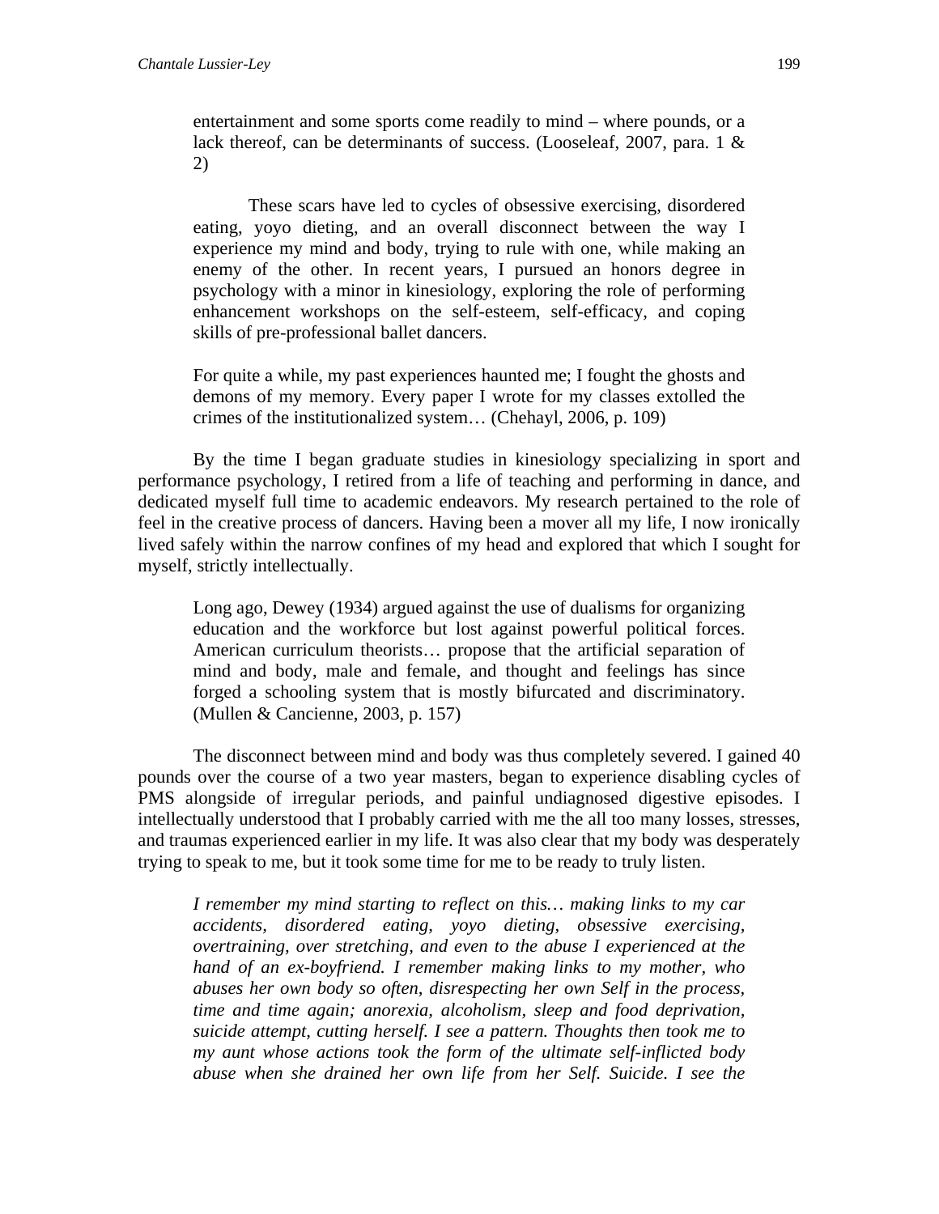> entertainment and some sports come readily to mind – where pounds, or a lack thereof, can be determinants of success. (Looseleaf, 2007, para. 1 & 2)

> These scars have led to cycles of obsessive exercising, disordered eating, yoyo dieting, and an overall disconnect between the way I experience my mind and body, trying to rule with one, while making an enemy of the other. In recent years, I pursued an honors degree in psychology with a minor in kinesiology, exploring the role of performing enhancement workshops on the self-esteem, self-efficacy, and coping skills of pre-professional ballet dancers.

> For quite a while, my past experiences haunted me; I fought the ghosts and demons of my memory. Every paper I wrote for my classes extolled the crimes of the institutionalized system… (Chehayl, 2006, p. 109)

By the time I began graduate studies in kinesiology specializing in sport and performance psychology, I retired from a life of teaching and performing in dance, and dedicated myself full time to academic endeavors. My research pertained to the role of feel in the creative process of dancers. Having been a mover all my life, I now ironically lived safely within the narrow confines of my head and explored that which I sought for myself, strictly intellectually.

> Long ago, Dewey (1934) argued against the use of dualisms for organizing education and the workforce but lost against powerful political forces. American curriculum theorists… propose that the artificial separation of mind and body, male and female, and thought and feelings has since forged a schooling system that is mostly bifurcated and discriminatory. (Mullen & Cancienne, 2003, p. 157)

The disconnect between mind and body was thus completely severed. I gained 40 pounds over the course of a two year masters, began to experience disabling cycles of PMS alongside of irregular periods, and painful undiagnosed digestive episodes. I intellectually understood that I probably carried with me the all too many losses, stresses, and traumas experienced earlier in my life. It was also clear that my body was desperately trying to speak to me, but it took some time for me to be ready to truly listen.

> *I remember my mind starting to reflect on this… making links to my car accidents, disordered eating, yoyo dieting, obsessive exercising, overtraining, over stretching, and even to the abuse I experienced at the hand of an ex-boyfriend. I remember making links to my mother, who abuses her own body so often, disrespecting her own Self in the process, time and time again; anorexia, alcoholism, sleep and food deprivation, suicide attempt, cutting herself. I see a pattern. Thoughts then took me to my aunt whose actions took the form of the ultimate self-inflicted body abuse when she drained her own life from her Self. Suicide. I see the*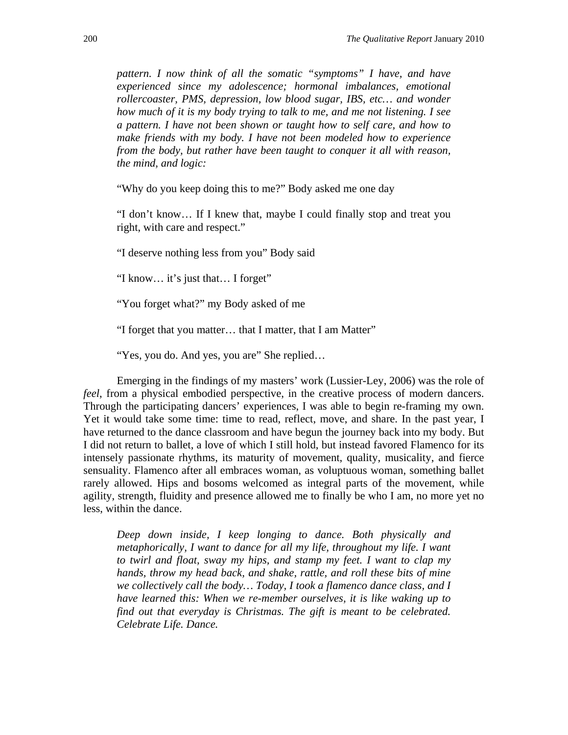*pattern. I now think of all the somatic "symptoms" I have, and have experienced since my adolescence; hormonal imbalances, emotional rollercoaster, PMS, depression, low blood sugar, IBS, etc… and wonder how much of it is my body trying to talk to me, and me not listening. I see a pattern. I have not been shown or taught how to self care, and how to make friends with my body. I have not been modeled how to experience from the body, but rather have been taught to conquer it all with reason, the mind, and logic:*

> "Why do you keep doing this to me?" Body asked me one day
>
> "I don't know… If I knew that, maybe I could finally stop and treat you right, with care and respect."
>
> "I deserve nothing less from you" Body said
>
> "I know… it's just that… I forget"
>
> "You forget what?" my Body asked of me
>
> "I forget that you matter… that I matter, that I am Matter"
>
> "Yes, you do. And yes, you are" She replied…

Emerging in the findings of my masters' work (Lussier-Ley, 2006) was the role of *feel*, from a physical embodied perspective, in the creative process of modern dancers. Through the participating dancers' experiences, I was able to begin re-framing my own. Yet it would take some time: time to read, reflect, move, and share. In the past year, I have returned to the dance classroom and have begun the journey back into my body. But I did not return to ballet, a love of which I still hold, but instead favored Flamenco for its intensely passionate rhythms, its maturity of movement, quality, musicality, and fierce sensuality. Flamenco after all embraces woman, as voluptuous woman, something ballet rarely allowed. Hips and bosoms welcomed as integral parts of the movement, while agility, strength, fluidity and presence allowed me to finally be who I am, no more yet no less, within the dance.

> *Deep down inside, I keep longing to dance. Both physically and metaphorically, I want to dance for all my life, throughout my life. I want to twirl and float, sway my hips, and stamp my feet. I want to clap my hands, throw my head back, and shake, rattle, and roll these bits of mine we collectively call the body… Today, I took a flamenco dance class, and I have learned this: When we re-member ourselves, it is like waking up to find out that everyday is Christmas. The gift is meant to be celebrated. Celebrate Life. Dance.*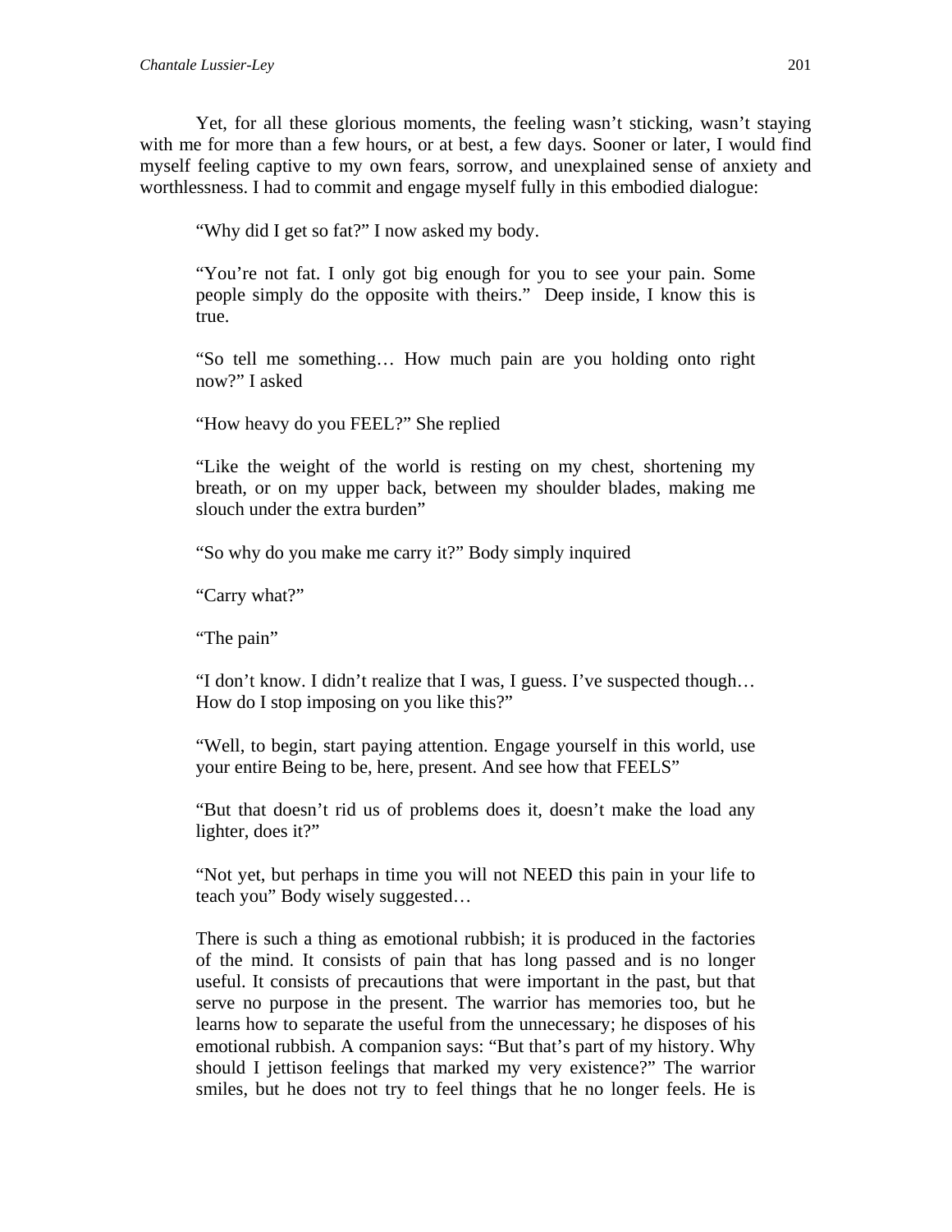Yet, for all these glorious moments, the feeling wasn't sticking, wasn't staying with me for more than a few hours, or at best, a few days. Sooner or later, I would find myself feeling captive to my own fears, sorrow, and unexplained sense of anxiety and worthlessness. I had to commit and engage myself fully in this embodied dialogue:

> "Why did I get so fat?" I now asked my body.
>
> "You're not fat. I only got big enough for you to see your pain. Some people simply do the opposite with theirs." Deep inside, I know this is true.
>
> "So tell me something… How much pain are you holding onto right now?" I asked
>
> "How heavy do you FEEL?" She replied
>
> "Like the weight of the world is resting on my chest, shortening my breath, or on my upper back, between my shoulder blades, making me slouch under the extra burden"
>
> "So why do you make me carry it?" Body simply inquired
>
> "Carry what?"
>
> "The pain"
>
> "I don't know. I didn't realize that I was, I guess. I've suspected though… How do I stop imposing on you like this?"
>
> "Well, to begin, start paying attention. Engage yourself in this world, use your entire Being to be, here, present. And see how that FEELS"
>
> "But that doesn't rid us of problems does it, doesn't make the load any lighter, does it?"
>
> "Not yet, but perhaps in time you will not NEED this pain in your life to teach you" Body wisely suggested…
>
> There is such a thing as emotional rubbish; it is produced in the factories of the mind. It consists of pain that has long passed and is no longer useful. It consists of precautions that were important in the past, but that serve no purpose in the present. The warrior has memories too, but he learns how to separate the useful from the unnecessary; he disposes of his emotional rubbish. A companion says: "But that's part of my history. Why should I jettison feelings that marked my very existence?" The warrior smiles, but he does not try to feel things that he no longer feels. He is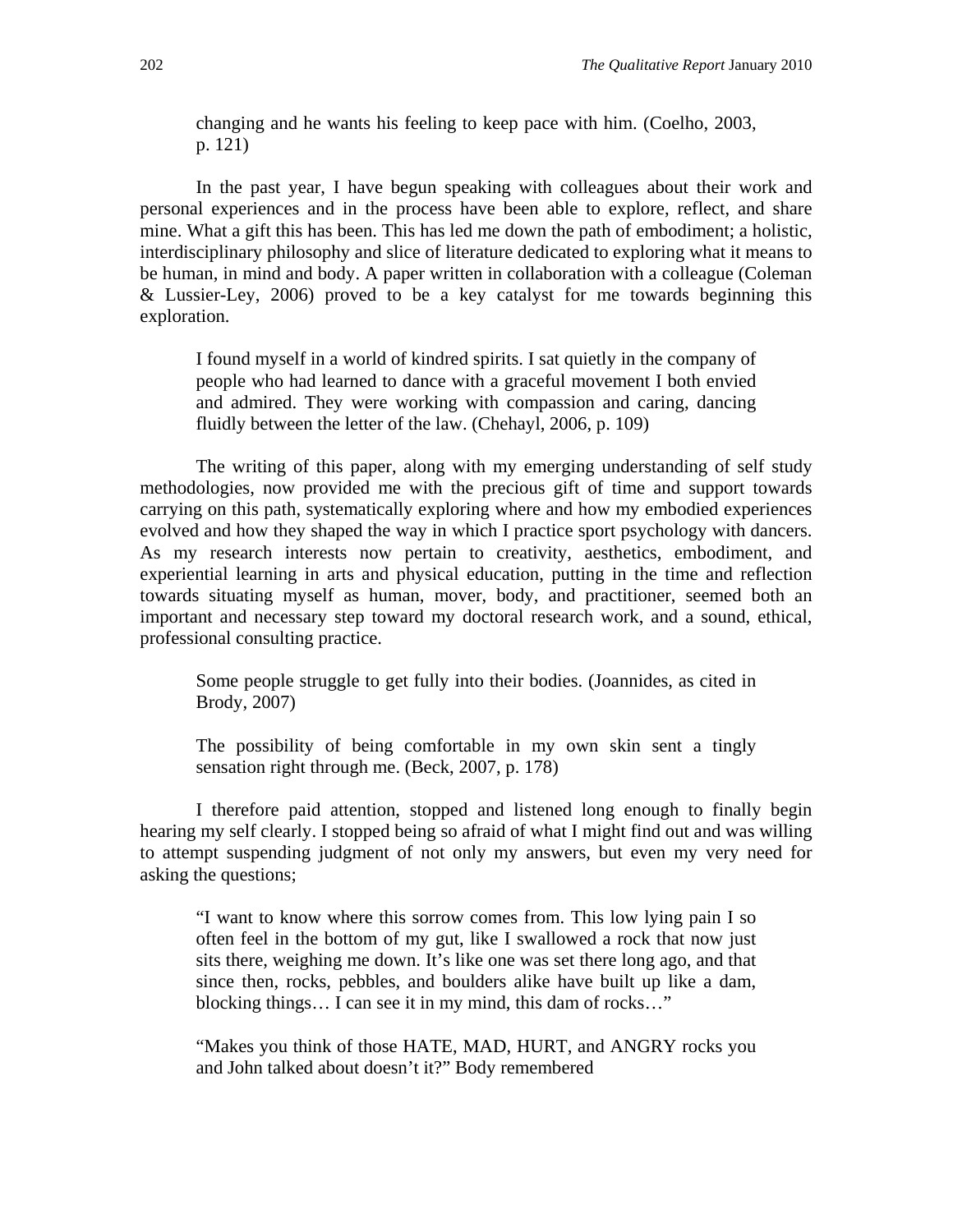> changing and he wants his feeling to keep pace with him. (Coelho, 2003, p. 121)

In the past year, I have begun speaking with colleagues about their work and personal experiences and in the process have been able to explore, reflect, and share mine. What a gift this has been. This has led me down the path of embodiment; a holistic, interdisciplinary philosophy and slice of literature dedicated to exploring what it means to be human, in mind and body. A paper written in collaboration with a colleague (Coleman & Lussier-Ley, 2006) proved to be a key catalyst for me towards beginning this exploration.

> I found myself in a world of kindred spirits. I sat quietly in the company of people who had learned to dance with a graceful movement I both envied and admired. They were working with compassion and caring, dancing fluidly between the letter of the law. (Chehayl, 2006, p. 109)

The writing of this paper, along with my emerging understanding of self study methodologies, now provided me with the precious gift of time and support towards carrying on this path, systematically exploring where and how my embodied experiences evolved and how they shaped the way in which I practice sport psychology with dancers. As my research interests now pertain to creativity, aesthetics, embodiment, and experiential learning in arts and physical education, putting in the time and reflection towards situating myself as human, mover, body, and practitioner, seemed both an important and necessary step toward my doctoral research work, and a sound, ethical, professional consulting practice.

> Some people struggle to get fully into their bodies. (Joannides, as cited in Brody, 2007)
>
> The possibility of being comfortable in my own skin sent a tingly sensation right through me. (Beck, 2007, p. 178)

I therefore paid attention, stopped and listened long enough to finally begin hearing my self clearly. I stopped being so afraid of what I might find out and was willing to attempt suspending judgment of not only my answers, but even my very need for asking the questions;

> "I want to know where this sorrow comes from. This low lying pain I so often feel in the bottom of my gut, like I swallowed a rock that now just sits there, weighing me down. It's like one was set there long ago, and that since then, rocks, pebbles, and boulders alike have built up like a dam, blocking things… I can see it in my mind, this dam of rocks…"
>
> "Makes you think of those HATE, MAD, HURT, and ANGRY rocks you and John talked about doesn't it?" Body remembered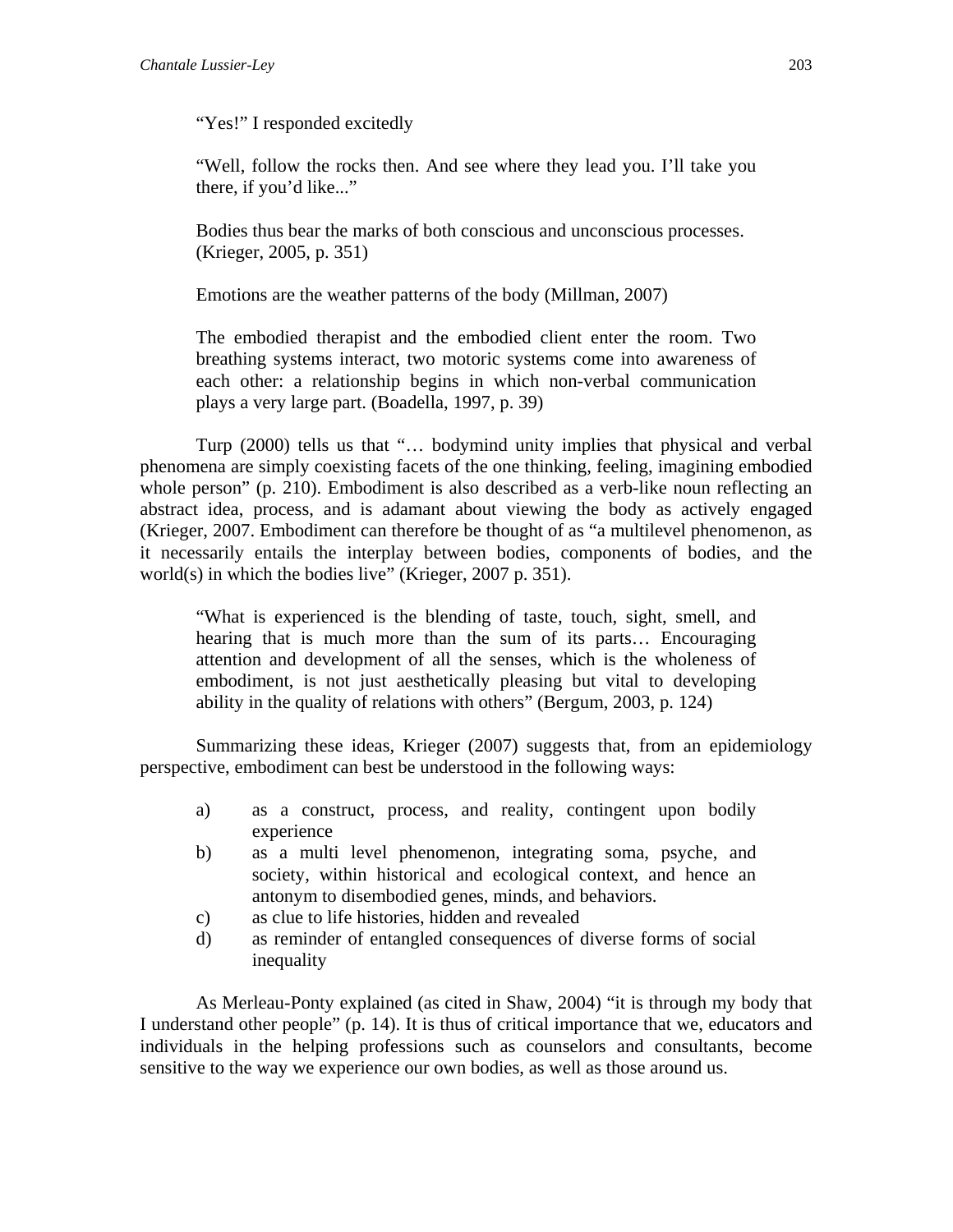> "Yes!" I responded excitedly
>
> "Well, follow the rocks then. And see where they lead you. I'll take you there, if you'd like..."

> Bodies thus bear the marks of both conscious and unconscious processes. (Krieger, 2005, p. 351)

> Emotions are the weather patterns of the body (Millman, 2007)

> The embodied therapist and the embodied client enter the room. Two breathing systems interact, two motoric systems come into awareness of each other: a relationship begins in which non-verbal communication plays a very large part. (Boadella, 1997, p. 39)

Turp (2000) tells us that "… bodymind unity implies that physical and verbal phenomena are simply coexisting facets of the one thinking, feeling, imagining embodied whole person" (p. 210). Embodiment is also described as a verb-like noun reflecting an abstract idea, process, and is adamant about viewing the body as actively engaged (Krieger, 2007. Embodiment can therefore be thought of as "a multilevel phenomenon, as it necessarily entails the interplay between bodies, components of bodies, and the world(s) in which the bodies live" (Krieger, 2007 p. 351).

> "What is experienced is the blending of taste, touch, sight, smell, and hearing that is much more than the sum of its parts… Encouraging attention and development of all the senses, which is the wholeness of embodiment, is not just aesthetically pleasing but vital to developing ability in the quality of relations with others" (Bergum, 2003, p. 124)

Summarizing these ideas, Krieger (2007) suggests that, from an epidemiology perspective, embodiment can best be understood in the following ways:

a) as a construct, process, and reality, contingent upon bodily experience
b) as a multi level phenomenon, integrating soma, psyche, and society, within historical and ecological context, and hence an antonym to disembodied genes, minds, and behaviors.
c) as clue to life histories, hidden and revealed
d) as reminder of entangled consequences of diverse forms of social inequality

As Merleau-Ponty explained (as cited in Shaw, 2004) "it is through my body that I understand other people" (p. 14). It is thus of critical importance that we, educators and individuals in the helping professions such as counselors and consultants, become sensitive to the way we experience our own bodies, as well as those around us.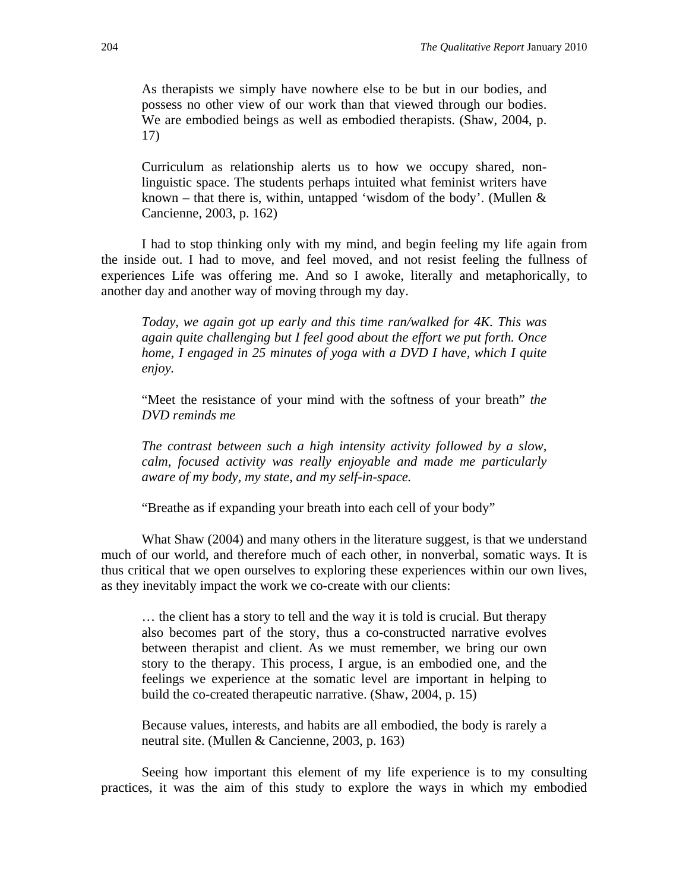> As therapists we simply have nowhere else to be but in our bodies, and possess no other view of our work than that viewed through our bodies. We are embodied beings as well as embodied therapists. (Shaw, 2004, p. 17)

> Curriculum as relationship alerts us to how we occupy shared, non-linguistic space. The students perhaps intuited what feminist writers have known – that there is, within, untapped 'wisdom of the body'. (Mullen & Cancienne, 2003, p. 162)

I had to stop thinking only with my mind, and begin feeling my life again from the inside out. I had to move, and feel moved, and not resist feeling the fullness of experiences Life was offering me. And so I awoke, literally and metaphorically, to another day and another way of moving through my day.

> *Today, we again got up early and this time ran/walked for 4K. This was again quite challenging but I feel good about the effort we put forth. Once home, I engaged in 25 minutes of yoga with a DVD I have, which I quite enjoy.*
>
> "Meet the resistance of your mind with the softness of your breath" *the DVD reminds me*
>
> *The contrast between such a high intensity activity followed by a slow, calm, focused activity was really enjoyable and made me particularly aware of my body, my state, and my self-in-space.*
>
> "Breathe as if expanding your breath into each cell of your body"

What Shaw (2004) and many others in the literature suggest, is that we understand much of our world, and therefore much of each other, in nonverbal, somatic ways. It is thus critical that we open ourselves to exploring these experiences within our own lives, as they inevitably impact the work we co-create with our clients:

> … the client has a story to tell and the way it is told is crucial. But therapy also becomes part of the story, thus a co-constructed narrative evolves between therapist and client. As we must remember, we bring our own story to the therapy. This process, I argue, is an embodied one, and the feelings we experience at the somatic level are important in helping to build the co-created therapeutic narrative. (Shaw, 2004, p. 15)

> Because values, interests, and habits are all embodied, the body is rarely a neutral site. (Mullen & Cancienne, 2003, p. 163)

Seeing how important this element of my life experience is to my consulting practices, it was the aim of this study to explore the ways in which my embodied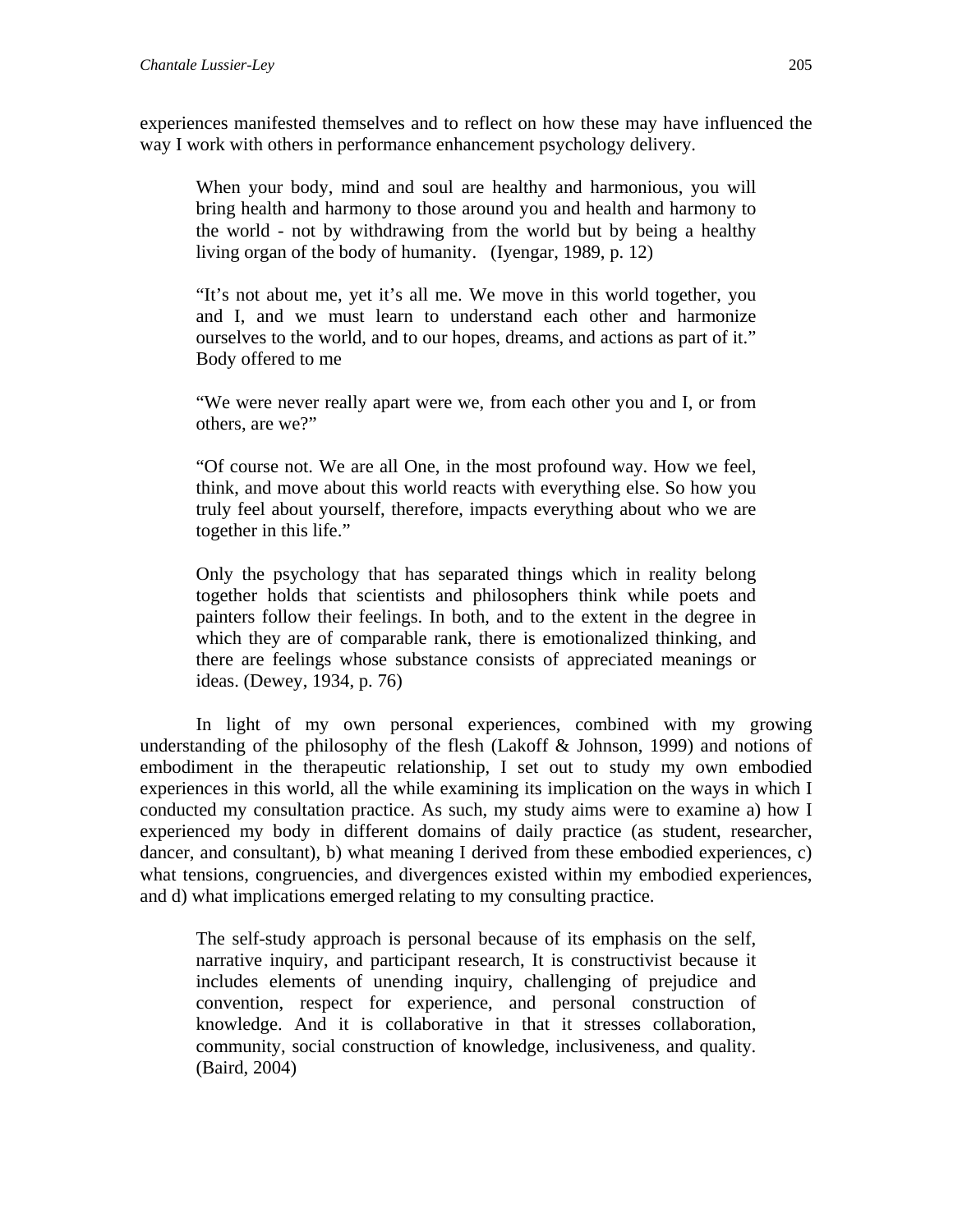experiences manifested themselves and to reflect on how these may have influenced the way I work with others in performance enhancement psychology delivery.

> When your body, mind and soul are healthy and harmonious, you will bring health and harmony to those around you and health and harmony to the world - not by withdrawing from the world but by being a healthy living organ of the body of humanity. (Iyengar, 1989, p. 12)

> "It's not about me, yet it's all me. We move in this world together, you and I, and we must learn to understand each other and harmonize ourselves to the world, and to our hopes, dreams, and actions as part of it." Body offered to me

> "We were never really apart were we, from each other you and I, or from others, are we?"

> "Of course not. We are all One, in the most profound way. How we feel, think, and move about this world reacts with everything else. So how you truly feel about yourself, therefore, impacts everything about who we are together in this life."

> Only the psychology that has separated things which in reality belong together holds that scientists and philosophers think while poets and painters follow their feelings. In both, and to the extent in the degree in which they are of comparable rank, there is emotionalized thinking, and there are feelings whose substance consists of appreciated meanings or ideas. (Dewey, 1934, p. 76)

In light of my own personal experiences, combined with my growing understanding of the philosophy of the flesh (Lakoff & Johnson, 1999) and notions of embodiment in the therapeutic relationship, I set out to study my own embodied experiences in this world, all the while examining its implication on the ways in which I conducted my consultation practice. As such, my study aims were to examine a) how I experienced my body in different domains of daily practice (as student, researcher, dancer, and consultant), b) what meaning I derived from these embodied experiences, c) what tensions, congruencies, and divergences existed within my embodied experiences, and d) what implications emerged relating to my consulting practice.

> The self-study approach is personal because of its emphasis on the self, narrative inquiry, and participant research, It is constructivist because it includes elements of unending inquiry, challenging of prejudice and convention, respect for experience, and personal construction of knowledge. And it is collaborative in that it stresses collaboration, community, social construction of knowledge, inclusiveness, and quality. (Baird, 2004)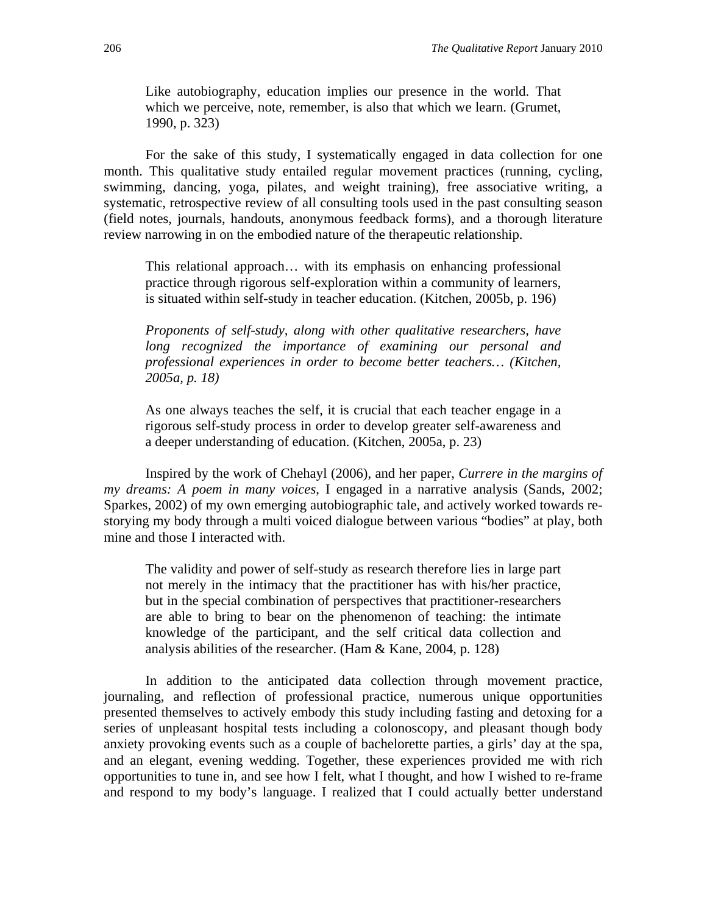> Like autobiography, education implies our presence in the world. That which we perceive, note, remember, is also that which we learn. (Grumet, 1990, p. 323)

For the sake of this study, I systematically engaged in data collection for one month. This qualitative study entailed regular movement practices (running, cycling, swimming, dancing, yoga, pilates, and weight training), free associative writing, a systematic, retrospective review of all consulting tools used in the past consulting season (field notes, journals, handouts, anonymous feedback forms), and a thorough literature review narrowing in on the embodied nature of the therapeutic relationship.

> This relational approach… with its emphasis on enhancing professional practice through rigorous self-exploration within a community of learners, is situated within self-study in teacher education. (Kitchen, 2005b, p. 196)

> *Proponents of self-study, along with other qualitative researchers, have long recognized the importance of examining our personal and professional experiences in order to become better teachers… (Kitchen, 2005a, p. 18)*

> As one always teaches the self, it is crucial that each teacher engage in a rigorous self-study process in order to develop greater self-awareness and a deeper understanding of education. (Kitchen, 2005a, p. 23)

Inspired by the work of Chehayl (2006), and her paper, *Currere in the margins of my dreams: A poem in many voices*, I engaged in a narrative analysis (Sands, 2002; Sparkes, 2002) of my own emerging autobiographic tale, and actively worked towards re-storying my body through a multi voiced dialogue between various "bodies" at play, both mine and those I interacted with.

> The validity and power of self-study as research therefore lies in large part not merely in the intimacy that the practitioner has with his/her practice, but in the special combination of perspectives that practitioner-researchers are able to bring to bear on the phenomenon of teaching: the intimate knowledge of the participant, and the self critical data collection and analysis abilities of the researcher. (Ham & Kane, 2004, p. 128)

In addition to the anticipated data collection through movement practice, journaling, and reflection of professional practice, numerous unique opportunities presented themselves to actively embody this study including fasting and detoxing for a series of unpleasant hospital tests including a colonoscopy, and pleasant though body anxiety provoking events such as a couple of bachelorette parties, a girls' day at the spa, and an elegant, evening wedding. Together, these experiences provided me with rich opportunities to tune in, and see how I felt, what I thought, and how I wished to re-frame and respond to my body's language. I realized that I could actually better understand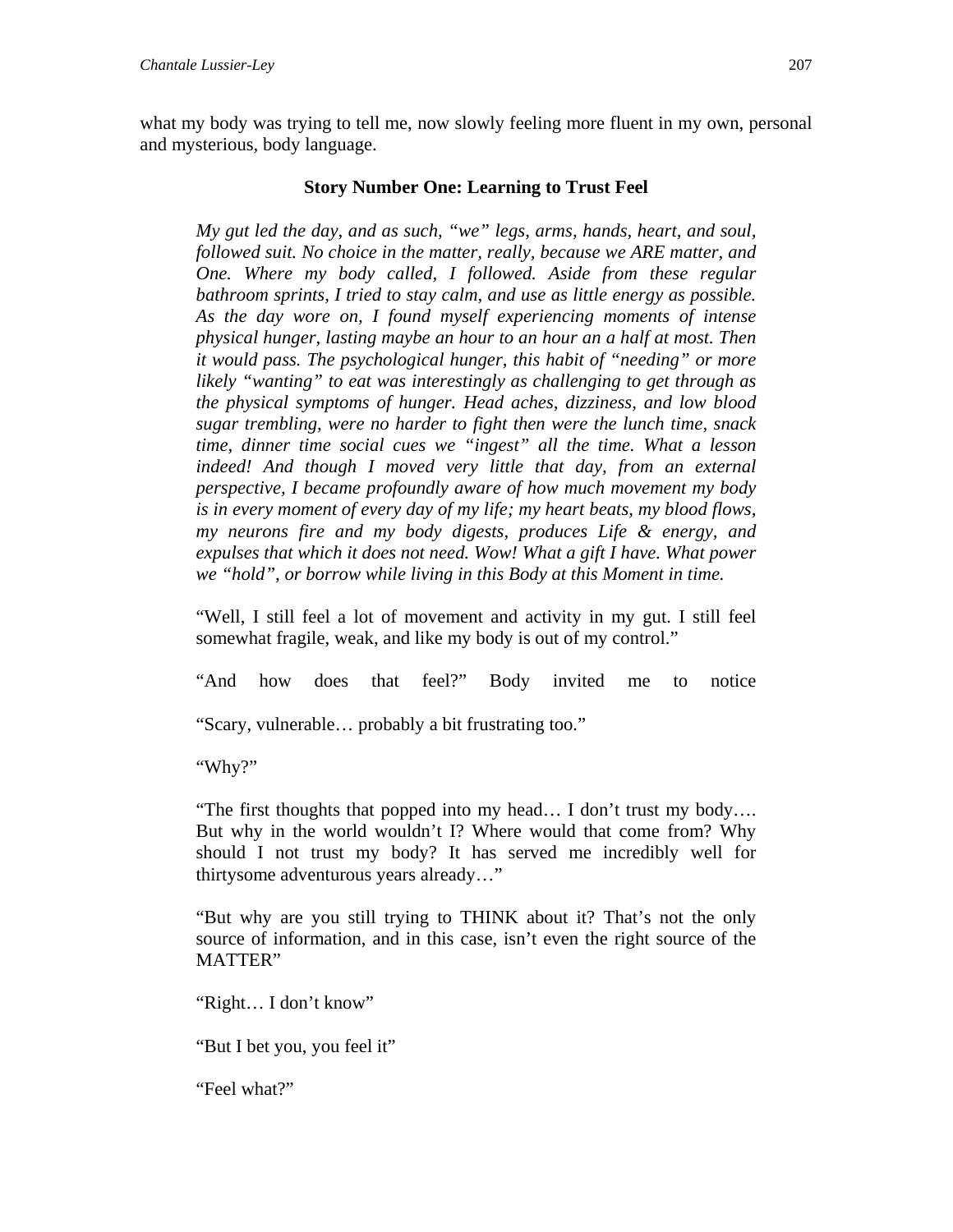what my body was trying to tell me, now slowly feeling more fluent in my own, personal and mysterious, body language.

### Story Number One: Learning to Trust Feel

> *My gut led the day, and as such, "we" legs, arms, hands, heart, and soul, followed suit. No choice in the matter, really, because we ARE matter, and One. Where my body called, I followed. Aside from these regular bathroom sprints, I tried to stay calm, and use as little energy as possible. As the day wore on, I found myself experiencing moments of intense physical hunger, lasting maybe an hour to an hour an a half at most. Then it would pass. The psychological hunger, this habit of "needing" or more likely "wanting" to eat was interestingly as challenging to get through as the physical symptoms of hunger. Head aches, dizziness, and low blood sugar trembling, were no harder to fight then were the lunch time, snack time, dinner time social cues we "ingest" all the time. What a lesson indeed! And though I moved very little that day, from an external perspective, I became profoundly aware of how much movement my body is in every moment of every day of my life; my heart beats, my blood flows, my neurons fire and my body digests, produces Life & energy, and expulses that which it does not need. Wow! What a gift I have. What power we "hold", or borrow while living in this Body at this Moment in time.*
>
> "Well, I still feel a lot of movement and activity in my gut. I still feel somewhat fragile, weak, and like my body is out of my control."
>
> "And how does that feel?" Body invited me to notice
>
> "Scary, vulnerable… probably a bit frustrating too."
>
> "Why?"
>
> "The first thoughts that popped into my head… I don't trust my body…. But why in the world wouldn't I? Where would that come from? Why should I not trust my body? It has served me incredibly well for thirtysome adventurous years already…"
>
> "But why are you still trying to THINK about it? That's not the only source of information, and in this case, isn't even the right source of the MATTER"
>
> "Right… I don't know"
>
> "But I bet you, you feel it"
>
> "Feel what?"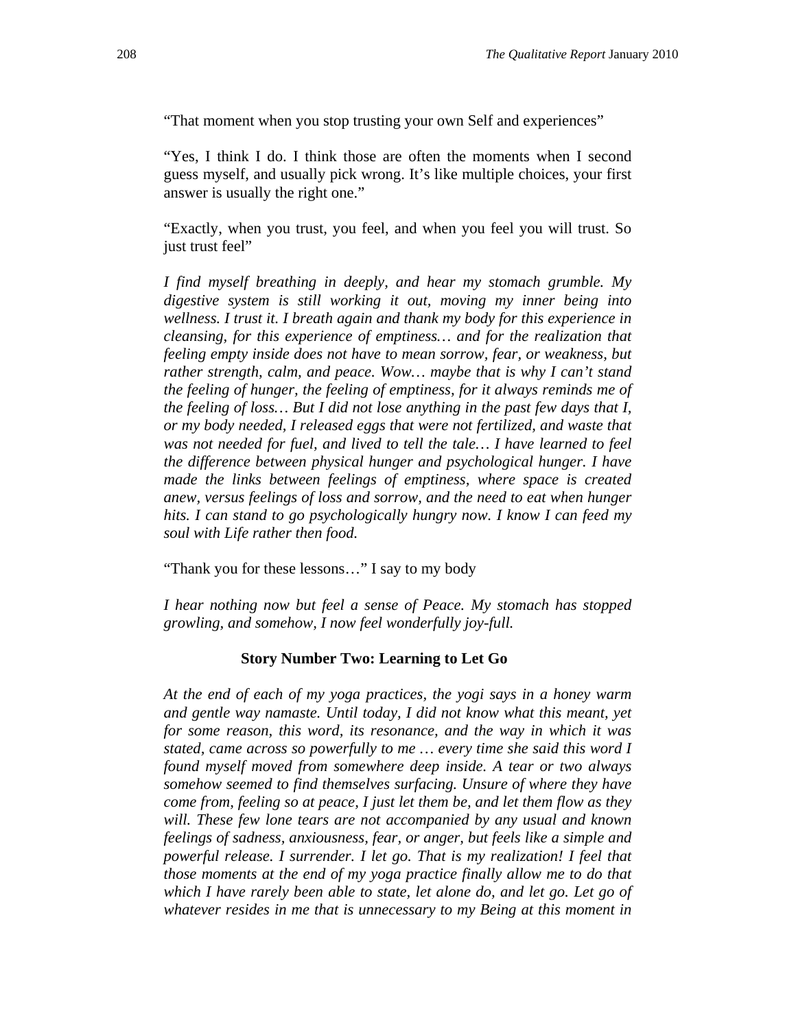"That moment when you stop trusting your own Self and experiences"

"Yes, I think I do. I think those are often the moments when I second guess myself, and usually pick wrong. It's like multiple choices, your first answer is usually the right one."

"Exactly, when you trust, you feel, and when you feel you will trust. So just trust feel"

*I find myself breathing in deeply, and hear my stomach grumble. My digestive system is still working it out, moving my inner being into wellness. I trust it. I breath again and thank my body for this experience in cleansing, for this experience of emptiness… and for the realization that feeling empty inside does not have to mean sorrow, fear, or weakness, but rather strength, calm, and peace. Wow… maybe that is why I can't stand the feeling of hunger, the feeling of emptiness, for it always reminds me of the feeling of loss… But I did not lose anything in the past few days that I, or my body needed, I released eggs that were not fertilized, and waste that was not needed for fuel, and lived to tell the tale… I have learned to feel the difference between physical hunger and psychological hunger. I have made the links between feelings of emptiness, where space is created anew, versus feelings of loss and sorrow, and the need to eat when hunger hits. I can stand to go psychologically hungry now. I know I can feed my soul with Life rather then food.*

"Thank you for these lessons…" I say to my body

*I hear nothing now but feel a sense of Peace. My stomach has stopped growling, and somehow, I now feel wonderfully joy-full.*

### Story Number Two: Learning to Let Go

*At the end of each of my yoga practices, the yogi says in a honey warm and gentle way namaste. Until today, I did not know what this meant, yet for some reason, this word, its resonance, and the way in which it was stated, came across so powerfully to me … every time she said this word I found myself moved from somewhere deep inside. A tear or two always somehow seemed to find themselves surfacing. Unsure of where they have come from, feeling so at peace, I just let them be, and let them flow as they will. These few lone tears are not accompanied by any usual and known feelings of sadness, anxiousness, fear, or anger, but feels like a simple and powerful release. I surrender. I let go. That is my realization! I feel that those moments at the end of my yoga practice finally allow me to do that which I have rarely been able to state, let alone do, and let go. Let go of whatever resides in me that is unnecessary to my Being at this moment in*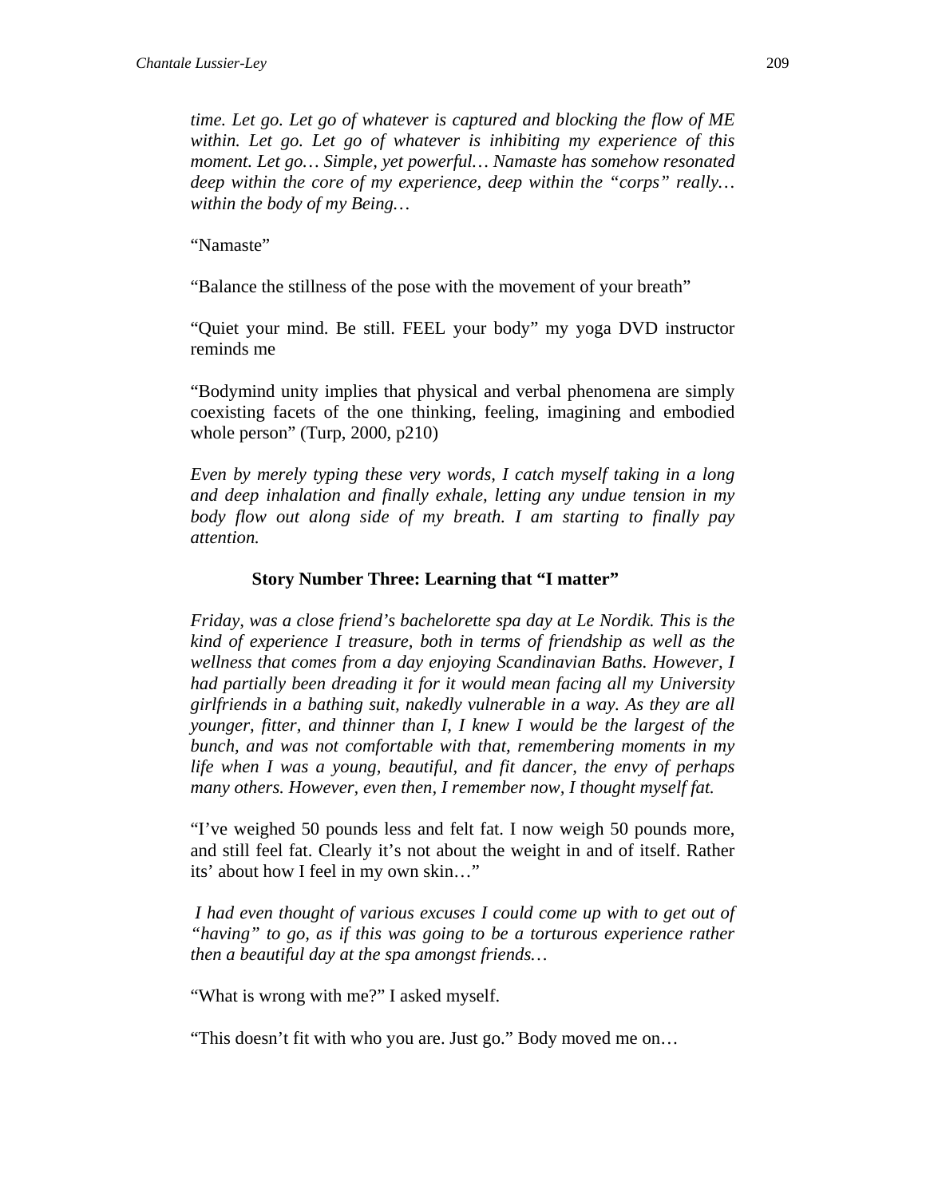*time. Let go. Let go of whatever is captured and blocking the flow of ME within. Let go. Let go of whatever is inhibiting my experience of this moment. Let go… Simple, yet powerful… Namaste has somehow resonated deep within the core of my experience, deep within the "corps" really… within the body of my Being…*

"Namaste"

"Balance the stillness of the pose with the movement of your breath"

"Quiet your mind. Be still. FEEL your body" my yoga DVD instructor reminds me

"Bodymind unity implies that physical and verbal phenomena are simply coexisting facets of the one thinking, feeling, imagining and embodied whole person" (Turp, 2000, p210)

*Even by merely typing these very words, I catch myself taking in a long and deep inhalation and finally exhale, letting any undue tension in my body flow out along side of my breath. I am starting to finally pay attention.*

**Story Number Three: Learning that "I matter"**

*Friday, was a close friend's bachelorette spa day at Le Nordik. This is the kind of experience I treasure, both in terms of friendship as well as the wellness that comes from a day enjoying Scandinavian Baths. However, I had partially been dreading it for it would mean facing all my University girlfriends in a bathing suit, nakedly vulnerable in a way. As they are all younger, fitter, and thinner than I, I knew I would be the largest of the bunch, and was not comfortable with that, remembering moments in my life when I was a young, beautiful, and fit dancer, the envy of perhaps many others. However, even then, I remember now, I thought myself fat.*

"I've weighed 50 pounds less and felt fat. I now weigh 50 pounds more, and still feel fat. Clearly it's not about the weight in and of itself. Rather its' about how I feel in my own skin…"

*I had even thought of various excuses I could come up with to get out of "having" to go, as if this was going to be a torturous experience rather then a beautiful day at the spa amongst friends…*

"What is wrong with me?" I asked myself.

"This doesn't fit with who you are. Just go." Body moved me on…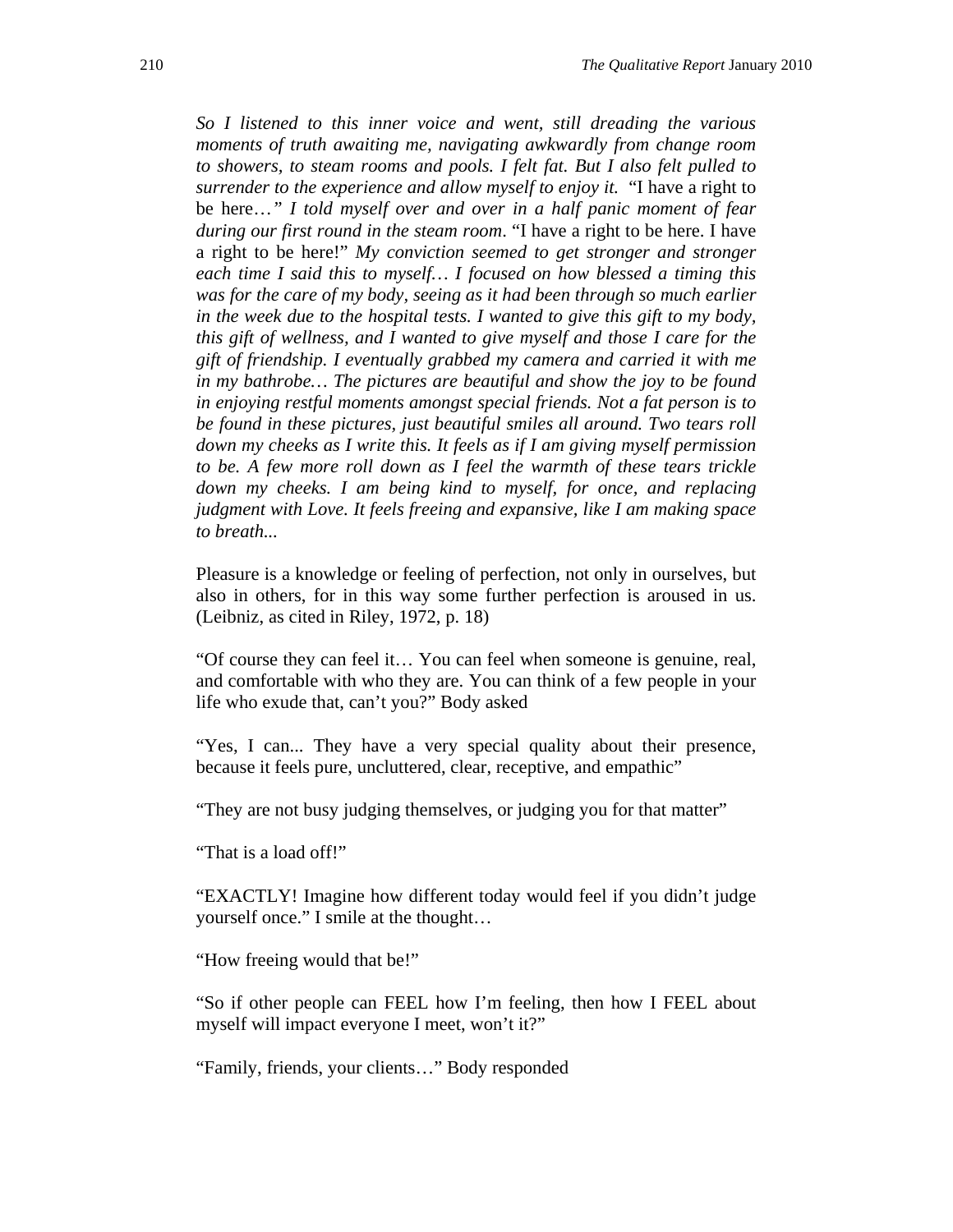*So I listened to this inner voice and went, still dreading the various moments of truth awaiting me, navigating awkwardly from change room to showers, to steam rooms and pools. I felt fat. But I also felt pulled to surrender to the experience and allow myself to enjoy it.* "I have a right to be here…*" I told myself over and over in a half panic moment of fear during our first round in the steam room*. "I have a right to be here. I have a right to be here!" *My conviction seemed to get stronger and stronger each time I said this to myself… I focused on how blessed a timing this was for the care of my body, seeing as it had been through so much earlier in the week due to the hospital tests. I wanted to give this gift to my body, this gift of wellness, and I wanted to give myself and those I care for the gift of friendship. I eventually grabbed my camera and carried it with me in my bathrobe… The pictures are beautiful and show the joy to be found in enjoying restful moments amongst special friends. Not a fat person is to be found in these pictures, just beautiful smiles all around. Two tears roll down my cheeks as I write this. It feels as if I am giving myself permission to be. A few more roll down as I feel the warmth of these tears trickle down my cheeks. I am being kind to myself, for once, and replacing judgment with Love. It feels freeing and expansive, like I am making space to breath...*

Pleasure is a knowledge or feeling of perfection, not only in ourselves, but also in others, for in this way some further perfection is aroused in us. (Leibniz, as cited in Riley, 1972, p. 18)

"Of course they can feel it… You can feel when someone is genuine, real, and comfortable with who they are. You can think of a few people in your life who exude that, can't you?" Body asked

"Yes, I can... They have a very special quality about their presence, because it feels pure, uncluttered, clear, receptive, and empathic"

"They are not busy judging themselves, or judging you for that matter"

"That is a load off!"

"EXACTLY! Imagine how different today would feel if you didn't judge yourself once." I smile at the thought…

"How freeing would that be!"

"So if other people can FEEL how I'm feeling, then how I FEEL about myself will impact everyone I meet, won't it?"

"Family, friends, your clients…" Body responded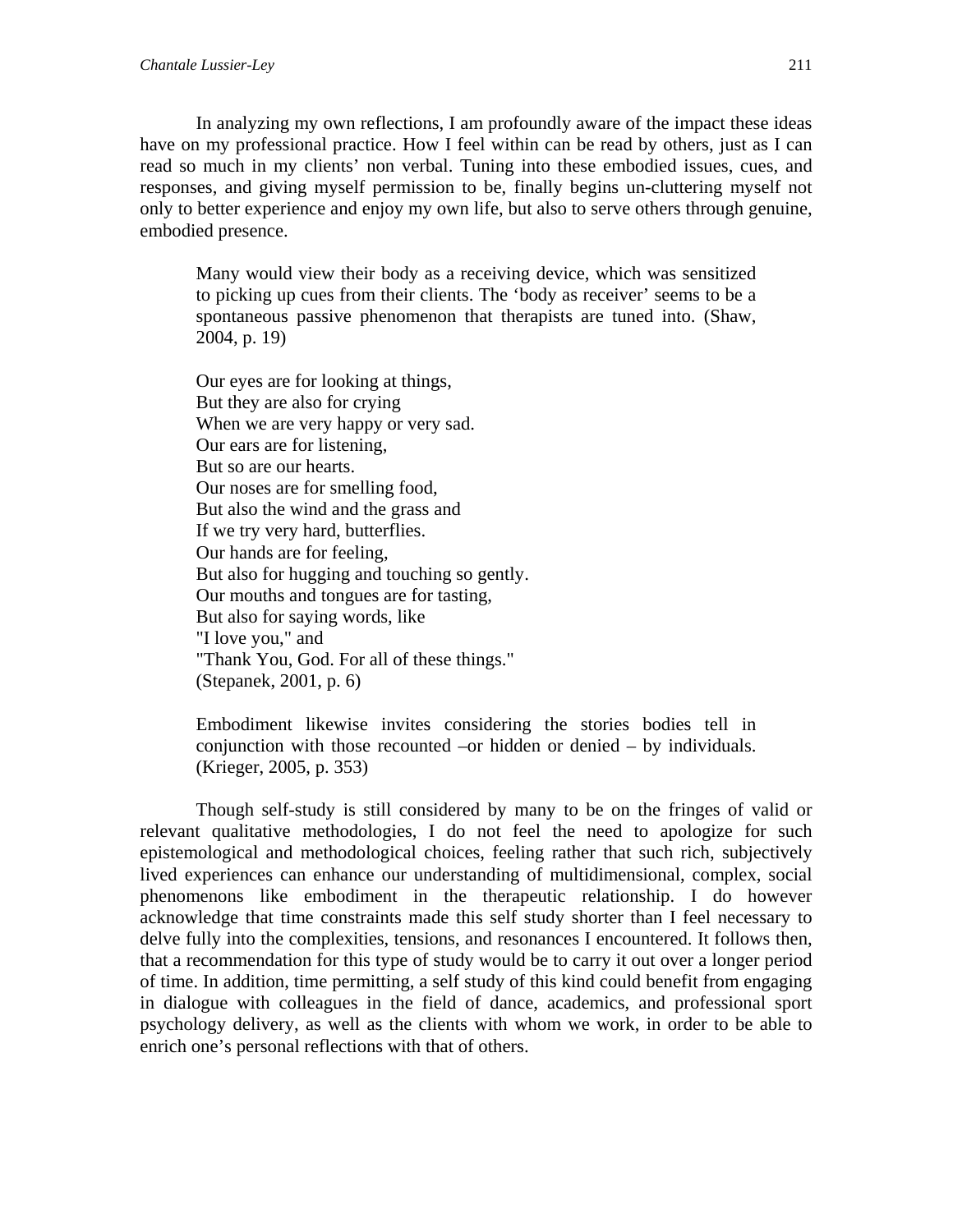In analyzing my own reflections, I am profoundly aware of the impact these ideas have on my professional practice. How I feel within can be read by others, just as I can read so much in my clients' non verbal. Tuning into these embodied issues, cues, and responses, and giving myself permission to be, finally begins un-cluttering myself not only to better experience and enjoy my own life, but also to serve others through genuine, embodied presence.

> Many would view their body as a receiving device, which was sensitized to picking up cues from their clients. The 'body as receiver' seems to be a spontaneous passive phenomenon that therapists are tuned into. (Shaw, 2004, p. 19)

> Our eyes are for looking at things,
> But they are also for crying
> When we are very happy or very sad.
> Our ears are for listening,
> But so are our hearts.
> Our noses are for smelling food,
> But also the wind and the grass and
> If we try very hard, butterflies.
> Our hands are for feeling,
> But also for hugging and touching so gently.
> Our mouths and tongues are for tasting,
> But also for saying words, like
> "I love you," and
> "Thank You, God. For all of these things."
> (Stepanek, 2001, p. 6)

> Embodiment likewise invites considering the stories bodies tell in conjunction with those recounted –or hidden or denied – by individuals. (Krieger, 2005, p. 353)

Though self-study is still considered by many to be on the fringes of valid or relevant qualitative methodologies, I do not feel the need to apologize for such epistemological and methodological choices, feeling rather that such rich, subjectively lived experiences can enhance our understanding of multidimensional, complex, social phenomenons like embodiment in the therapeutic relationship. I do however acknowledge that time constraints made this self study shorter than I feel necessary to delve fully into the complexities, tensions, and resonances I encountered. It follows then, that a recommendation for this type of study would be to carry it out over a longer period of time. In addition, time permitting, a self study of this kind could benefit from engaging in dialogue with colleagues in the field of dance, academics, and professional sport psychology delivery, as well as the clients with whom we work, in order to be able to enrich one's personal reflections with that of others.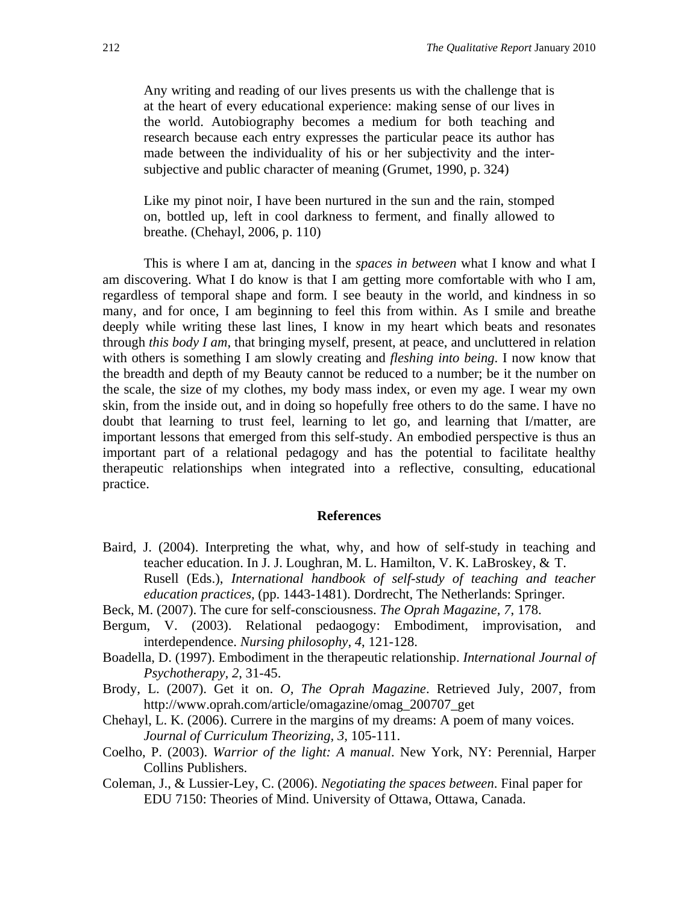> Any writing and reading of our lives presents us with the challenge that is at the heart of every educational experience: making sense of our lives in the world. Autobiography becomes a medium for both teaching and research because each entry expresses the particular peace its author has made between the individuality of his or her subjectivity and the inter-subjective and public character of meaning (Grumet, 1990, p. 324)

> Like my pinot noir, I have been nurtured in the sun and the rain, stomped on, bottled up, left in cool darkness to ferment, and finally allowed to breathe. (Chehayl, 2006, p. 110)

This is where I am at, dancing in the *spaces in between* what I know and what I am discovering. What I do know is that I am getting more comfortable with who I am, regardless of temporal shape and form. I see beauty in the world, and kindness in so many, and for once, I am beginning to feel this from within. As I smile and breathe deeply while writing these last lines, I know in my heart which beats and resonates through *this body I am*, that bringing myself, present, at peace, and uncluttered in relation with others is something I am slowly creating and *fleshing into being*. I now know that the breadth and depth of my Beauty cannot be reduced to a number; be it the number on the scale, the size of my clothes, my body mass index, or even my age. I wear my own skin, from the inside out, and in doing so hopefully free others to do the same. I have no doubt that learning to trust feel, learning to let go, and learning that I/matter, are important lessons that emerged from this self-study. An embodied perspective is thus an important part of a relational pedagogy and has the potential to facilitate healthy therapeutic relationships when integrated into a reflective, consulting, educational practice.

## References

Baird, J. (2004). Interpreting the what, why, and how of self-study in teaching and teacher education. In J. J. Loughran, M. L. Hamilton, V. K. LaBroskey, & T. Rusell (Eds.), *International handbook of self-study of teaching and teacher education practices,* (pp. 1443-1481). Dordrecht, The Netherlands: Springer.

Beck, M. (2007). The cure for self-consciousness. *The Oprah Magazine, 7,* 178.

Bergum, V. (2003). Relational pedaogogy: Embodiment, improvisation, and interdependence. *Nursing philosophy, 4*, 121-128.

Boadella, D. (1997). Embodiment in the therapeutic relationship. *International Journal of Psychotherapy, 2*, 31-45.

Brody, L. (2007). Get it on. *O, The Oprah Magazine*. Retrieved July, 2007, from http://www.oprah.com/article/omagazine/omag_200707_get

Chehayl, L. K. (2006). Currere in the margins of my dreams: A poem of many voices. *Journal of Curriculum Theorizing, 3,* 105-111.

Coelho, P. (2003). *Warrior of the light: A manual*. New York, NY: Perennial, Harper Collins Publishers.

Coleman, J., & Lussier-Ley, C. (2006). *Negotiating the spaces between*. Final paper for EDU 7150: Theories of Mind. University of Ottawa, Ottawa, Canada.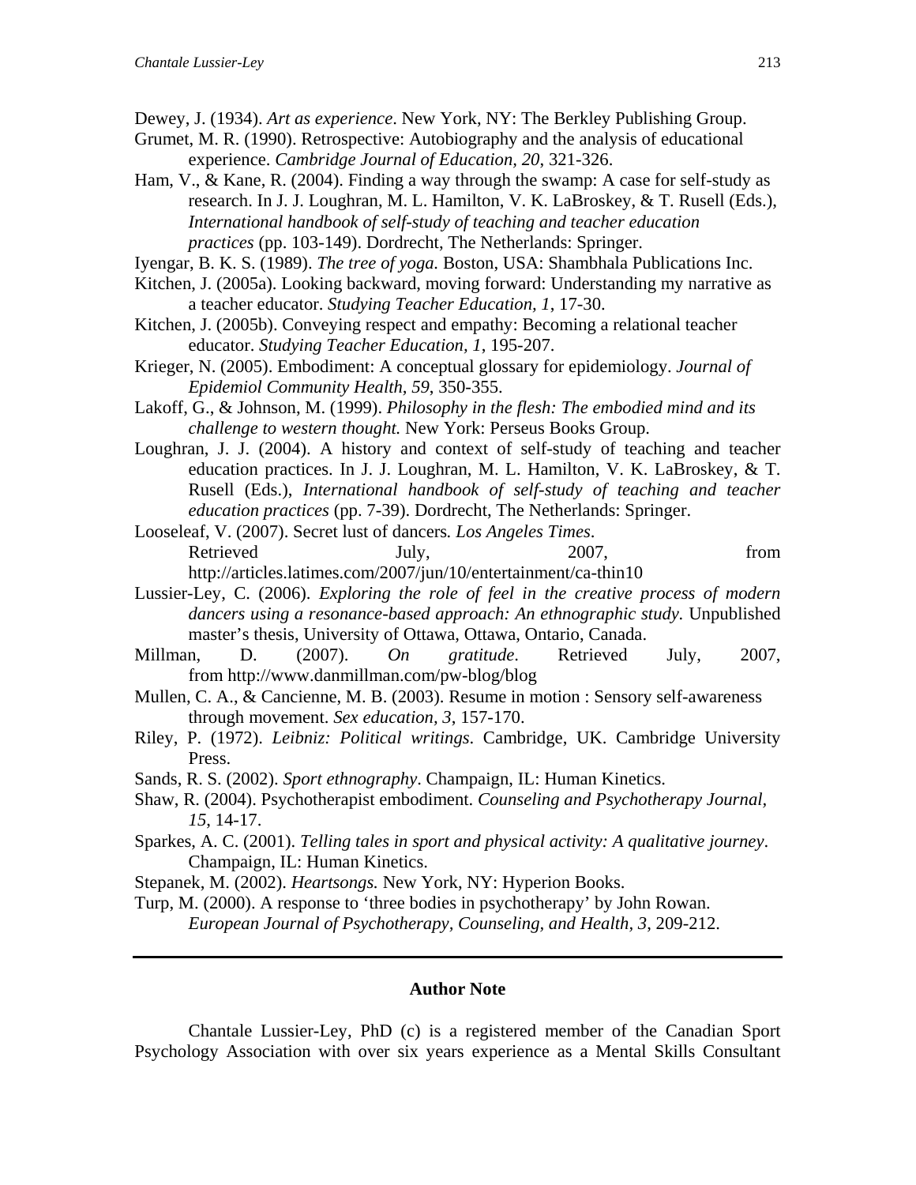Dewey, J. (1934). *Art as experience*. New York, NY: The Berkley Publishing Group.

Grumet, M. R. (1990). Retrospective: Autobiography and the analysis of educational experience. *Cambridge Journal of Education, 20*, 321-326.

Ham, V., & Kane, R. (2004). Finding a way through the swamp: A case for self-study as research. In J. J. Loughran, M. L. Hamilton, V. K. LaBroskey, & T. Rusell (Eds.), *International handbook of self-study of teaching and teacher education practices* (pp. 103-149). Dordrecht, The Netherlands: Springer.

Iyengar, B. K. S. (1989). *The tree of yoga.* Boston, USA: Shambhala Publications Inc.

Kitchen, J. (2005a). Looking backward, moving forward: Understanding my narrative as a teacher educator. *Studying Teacher Education, 1*, 17-30.

Kitchen, J. (2005b). Conveying respect and empathy: Becoming a relational teacher educator. *Studying Teacher Education, 1*, 195-207.

Krieger, N. (2005). Embodiment: A conceptual glossary for epidemiology. *Journal of Epidemiol Community Health, 59*, 350-355.

Lakoff, G., & Johnson, M. (1999). *Philosophy in the flesh: The embodied mind and its challenge to western thought.* New York: Perseus Books Group.

Loughran, J. J. (2004). A history and context of self-study of teaching and teacher education practices. In J. J. Loughran, M. L. Hamilton, V. K. LaBroskey, & T. Rusell (Eds.), *International handbook of self-study of teaching and teacher education practices* (pp. 7-39). Dordrecht, The Netherlands: Springer.

Looseleaf, V. (2007). Secret lust of dancers*. Los Angeles Times*. Retrieved July, 2007, from http://articles.latimes.com/2007/jun/10/entertainment/ca-thin10

Lussier-Ley, C. (2006). *Exploring the role of feel in the creative process of modern dancers using a resonance-based approach: An ethnographic study.* Unpublished master's thesis, University of Ottawa, Ottawa, Ontario, Canada.

Millman, D. (2007). *On gratitude*. Retrieved July, 2007, from http://www.danmillman.com/pw-blog/blog

Mullen, C. A., & Cancienne, M. B. (2003). Resume in motion : Sensory self-awareness through movement. *Sex education, 3*, 157-170.

Riley, P. (1972). *Leibniz: Political writings*. Cambridge, UK. Cambridge University Press.

Sands, R. S. (2002). *Sport ethnography*. Champaign, IL: Human Kinetics.

Shaw, R. (2004). Psychotherapist embodiment. *Counseling and Psychotherapy Journal, 15*, 14-17.

Sparkes, A. C. (2001). *Telling tales in sport and physical activity: A qualitative journey*. Champaign, IL: Human Kinetics.

Stepanek, M. (2002). *Heartsongs.* New York, NY: Hyperion Books.

Turp, M. (2000). A response to 'three bodies in psychotherapy' by John Rowan. *European Journal of Psychotherapy, Counseling, and Health, 3*, 209-212.

---

## Author Note

Chantale Lussier-Ley, PhD (c) is a registered member of the Canadian Sport Psychology Association with over six years experience as a Mental Skills Consultant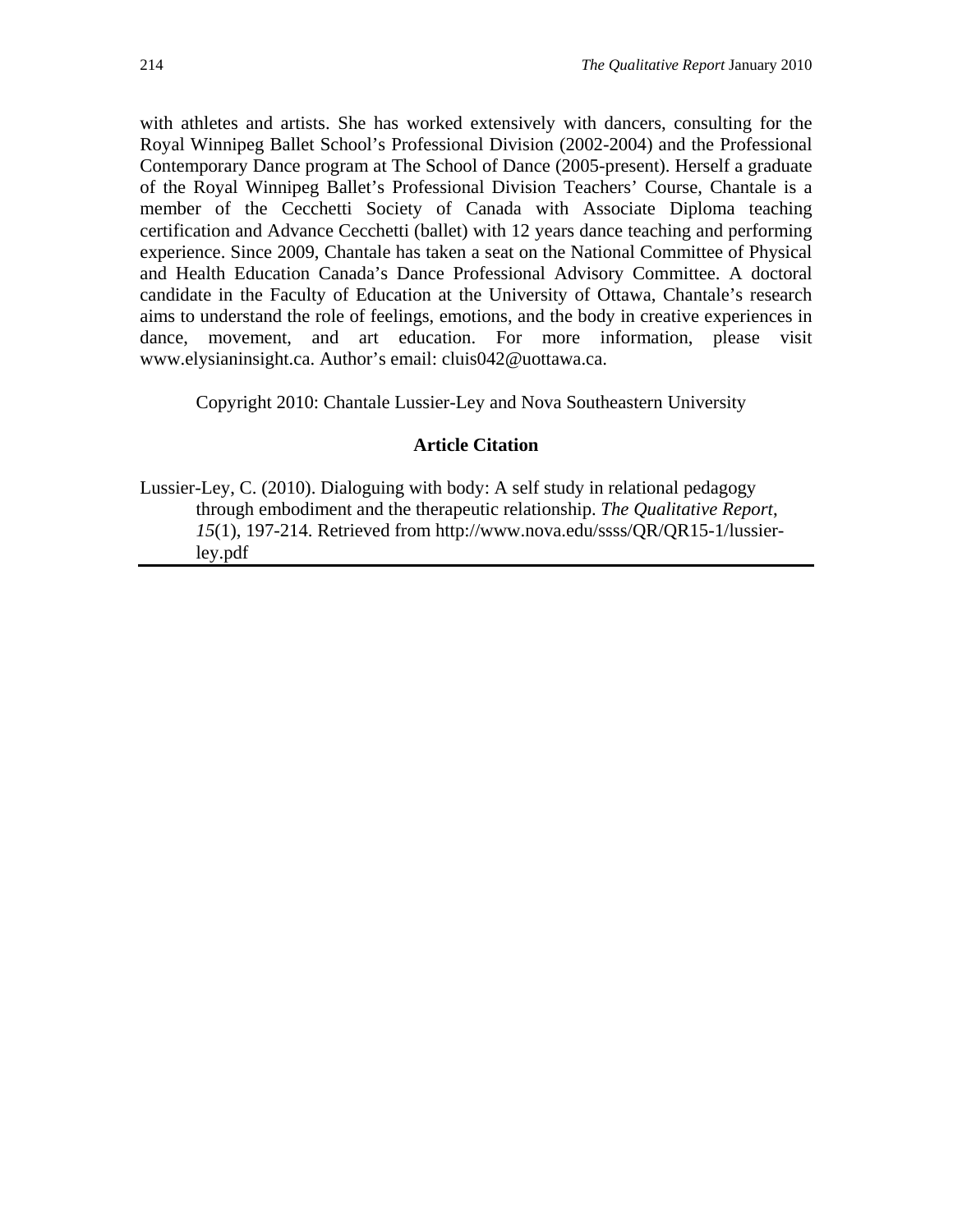with athletes and artists. She has worked extensively with dancers, consulting for the Royal Winnipeg Ballet School's Professional Division (2002-2004) and the Professional Contemporary Dance program at The School of Dance (2005-present). Herself a graduate of the Royal Winnipeg Ballet's Professional Division Teachers' Course, Chantale is a member of the Cecchetti Society of Canada with Associate Diploma teaching certification and Advance Cecchetti (ballet) with 12 years dance teaching and performing experience. Since 2009, Chantale has taken a seat on the National Committee of Physical and Health Education Canada's Dance Professional Advisory Committee. A doctoral candidate in the Faculty of Education at the University of Ottawa, Chantale's research aims to understand the role of feelings, emotions, and the body in creative experiences in dance, movement, and art education. For more information, please visit www.elysianinsight.ca. Author's email: cluis042@uottawa.ca.

Copyright 2010: Chantale Lussier-Ley and Nova Southeastern University

**Article Citation**

Lussier-Ley, C. (2010). Dialoguing with body: A self study in relational pedagogy through embodiment and the therapeutic relationship. *The Qualitative Report*, *15*(1), 197-214. Retrieved from http://www.nova.edu/ssss/QR/QR15-1/lussier-ley.pdf